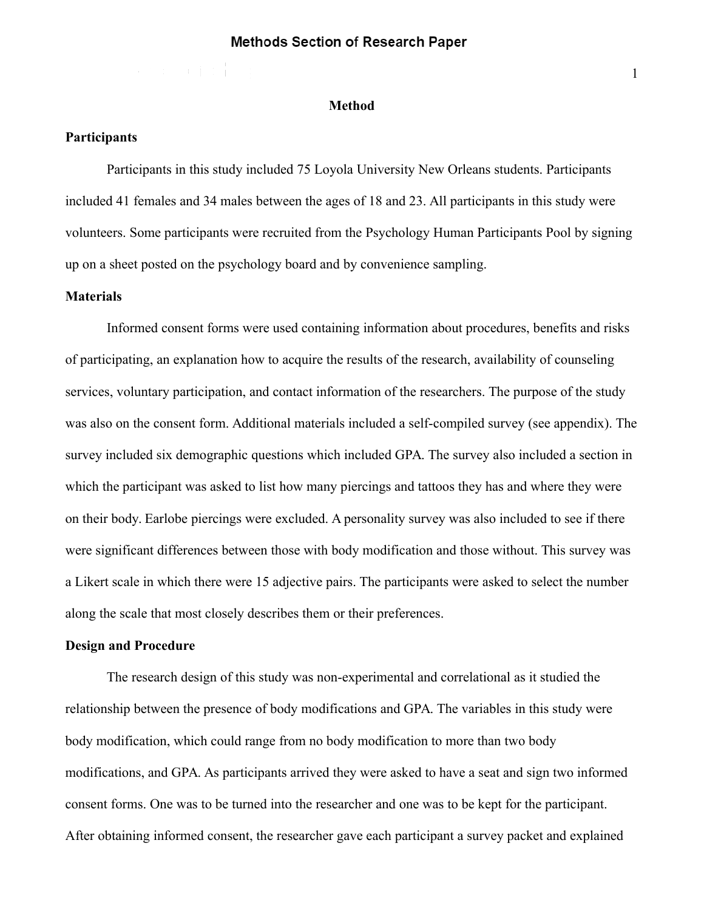# Methods Section of Research Paper

## Method

### Participants

Participants in this study included 75 Loyola University New Orleans students. Participants included 41 females and 34 males between the ages of 18 and 23. All participants in this study were volunteers. Some participants were recruited from the Psychology Human Participants Pool by signing up on a sheet posted on the psychology board and by convenience sampling.

### Materials

Informed consent forms were used containing information about procedures, benefits and risks of participating, an explanation how to acquire the results of the research, availability of counseling services, voluntary participation, and contact information of the researchers. The purpose of the study was also on the consent form. Additional materials included a self-compiled survey (see appendix). The survey included six demographic questions which included GPA. The survey also included a section in which the participant was asked to list how many piercings and tattoos they has and where they were on their body. Earlobe piercings were excluded. A personality survey was also included to see if there were significant differences between those with body modification and those without. This survey was a Likert scale in which there were 15 adjective pairs. The participants were asked to select the number along the scale that most closely describes them or their preferences.

### Design and Procedure

The research design of this study was non-experimental and correlational as it studied the relationship between the presence of body modifications and GPA. The variables in this study were body modification, which could range from no body modification to more than two body modifications, and GPA. As participants arrived they were asked to have a seat and sign two informed consent forms. One was to be turned into the researcher and one was to be kept for the participant. After obtaining informed consent, the researcher gave each participant a survey packet and explained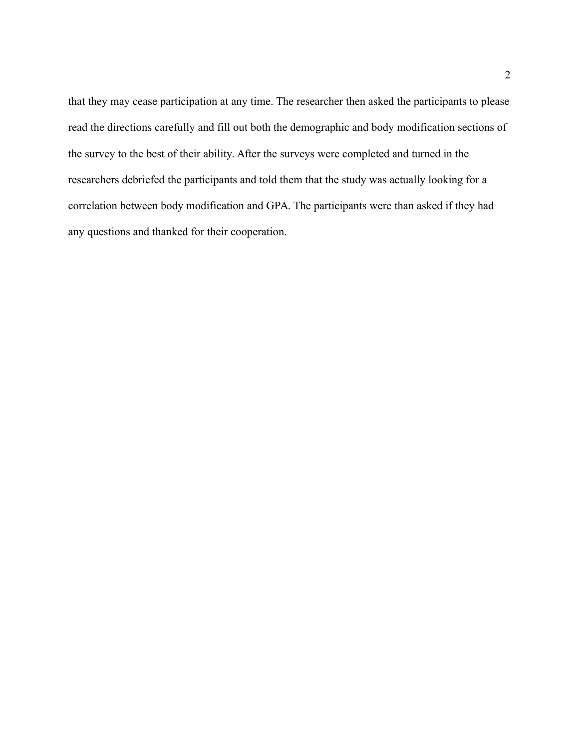that they may cease participation at any time. The researcher then asked the participants to please read the directions carefully and fill out both the demographic and body modification sections of the survey to the best of their ability. After the surveys were completed and turned in the researchers debriefed the participants and told them that the study was actually looking for a correlation between body modification and GPA. The participants were than asked if they had any questions and thanked for their cooperation.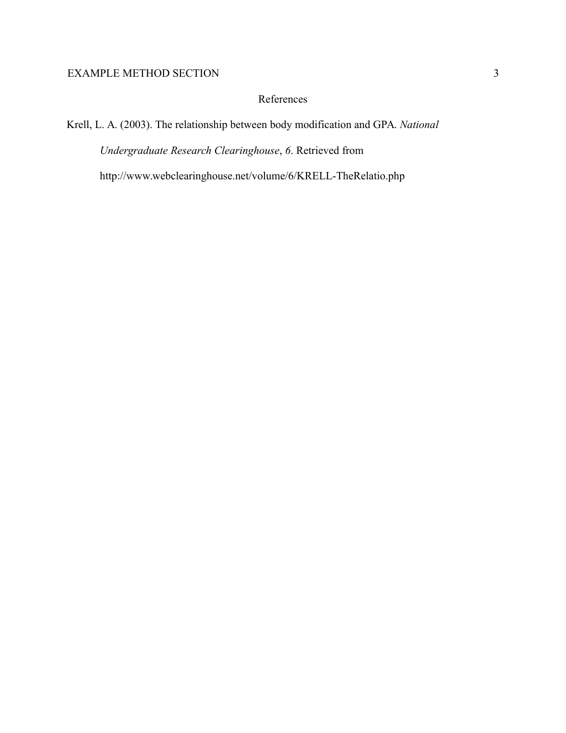# References

Krell, L. A. (2003). The relationship between body modification and GPA. *National Undergraduate Research Clearinghouse*, *6*. Retrieved from http://www.webclearinghouse.net/volume/6/KRELL-TheRelatio.php